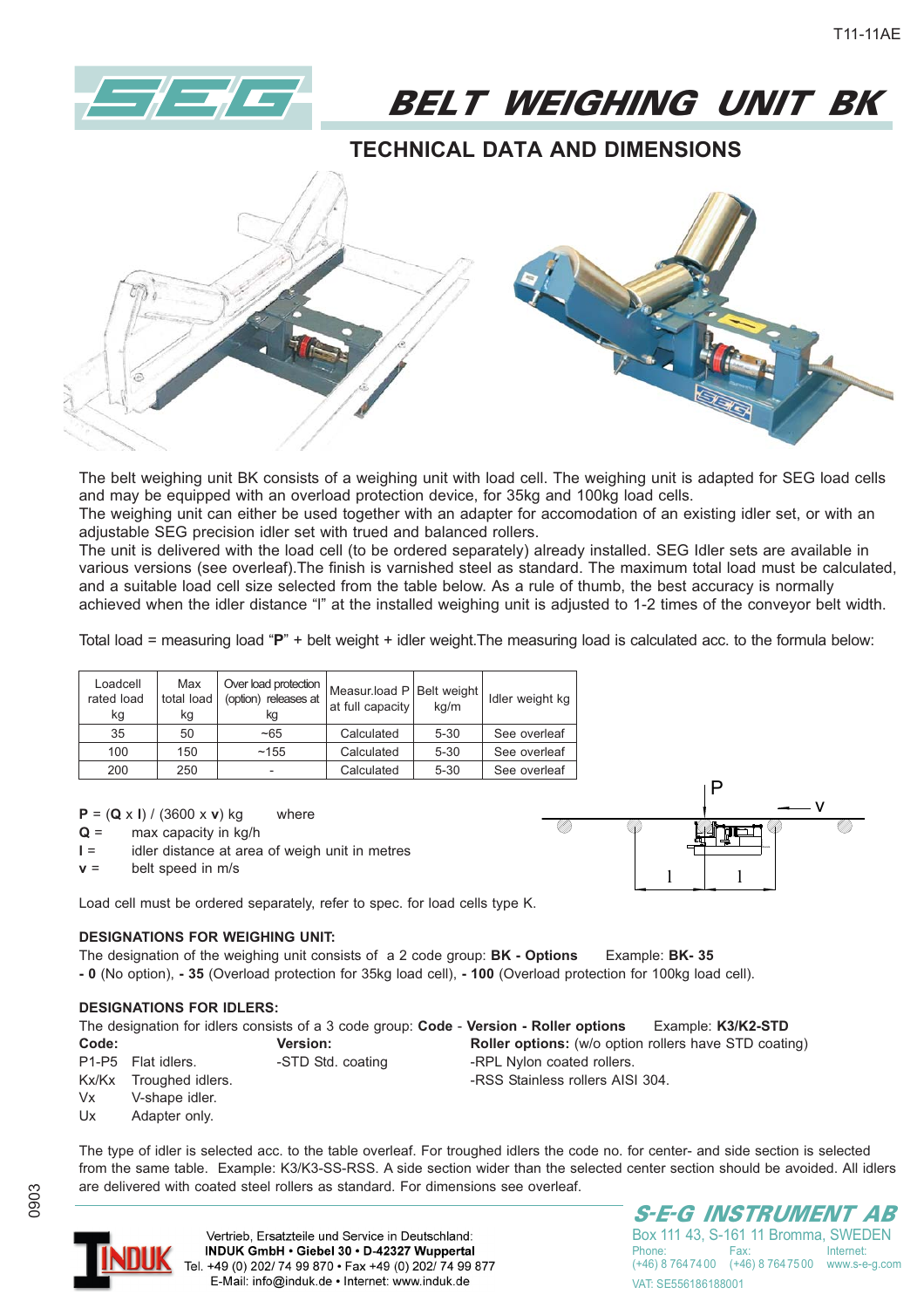# BELT WEIGHING UNIT BK

## TECHNICAL DATA AND DIMENSIONS

The belt weighing unit BK consists of a weighing unit with load cell. The weighing unit is adapted for SEG load cells and may be equipped with an overload protection device, for 35kg and 100kg load cells.
The weighing unit can either be used together with an adapter for accomodation of an existing idler set, or with an adjustable SEG precision idler set with trued and balanced rollers.
The unit is delivered with the load cell (to be ordered separately) already installed. SEG Idler sets are available in various versions (see overleaf).The finish is varnished steel as standard. The maximum total load must be calculated, and a suitable load cell size selected from the table below. As a rule of thumb, the best accuracy is normally achieved when the idler distance “l” at the installed weighing unit is adjusted to 1-2 times of the conveyor belt width.

Total load = measuring load “**P**” + belt weight + idler weight.The measuring load is calculated acc. to the formula below:

| Loadcell rated load kg | Max total load kg | Over load protection (option) releases at kg | Measur.load P at full capacity | Belt weight kg/m | Idler weight kg |
|---|---|---|---|---|---|
| 35 | 50 | ~65 | Calculated | 5-30 | See overleaf |
| 100 | 150 | ~155 | Calculated | 5-30 | See overleaf |
| 200 | 250 | - | Calculated | 5-30 | See overleaf |

$\mathbf{P} = (\mathbf{Q} \times \mathbf{l}) / (3600 \times \mathbf{v})$ kg where

**Q** = max capacity in kg/h
**l** = idler distance at area of weigh unit in metres
**v** = belt speed in m/s

Load cell must be ordered separately, refer to spec. for load cells type K.

**DESIGNATIONS FOR WEIGHING UNIT:**
The designation of the weighing unit consists of a 2 code group: **BK - Options** Example: **BK- 35**
**- 0** (No option), **- 35** (Overload protection for 35kg load cell), **- 100** (Overload protection for 100kg load cell).

**DESIGNATIONS FOR IDLERS:**
The designation for idlers consists of a 3 code group: **Code - Version - Roller options** Example: **K3/K2-STD**

**Code:**
- P1-P5 Flat idlers.
- Kx/Kx Troughed idlers.
- Vx V-shape idler.
- Ux Adapter only.

**Version:**
- -STD Std. coating

**Roller options:** (w/o option rollers have STD coating)
- -RPL Nylon coated rollers.
- -RSS Stainless rollers AISI 304.

The type of idler is selected acc. to the table overleaf. For troughed idlers the code no. for center- and side section is selected from the same table. Example: K3/K3-SS-RSS. A side section wider than the selected center section should be avoided. All idlers are delivered with coated steel rollers as standard. For dimensions see overleaf.

Vertrieb, Ersatzteile und Service in Deutschland:
**INDUK GmbH • Giebel 30 • D-42327 Wuppertal**
Tel. +49 (0) 202/ 74 99 870 • Fax +49 (0) 202/ 74 99 877
E-Mail: info@induk.de • Internet: www.induk.de

**S-E-G INSTRUMENT AB**
Box 111 43, S-161 11 Bromma, SWEDEN
Phone: (+46) 8 764 74 00 Fax: (+46) 8 764 75 00 Internet: www.s-e-g.com
VAT: SE556186188001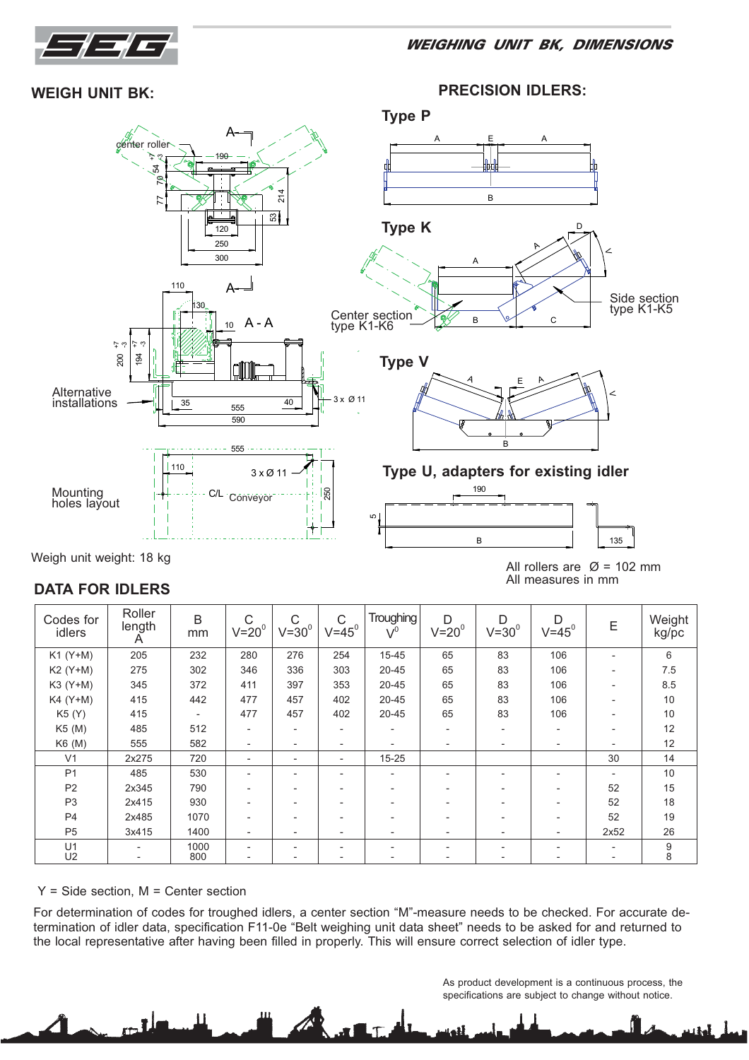## WEIGHING UNIT BK, DIMENSIONS

### WEIGH UNIT BK:

center roller

A

190

54 +7 -3

70

77

214

53

120

250

300

110

A

130

10

A - A

200 +7 -3

194 +7 -3

Alternative installations

35

555

40

3 x Ø 11

590

555

110

3 x Ø 11

Mounting holes layout

C/L Conveyor

250

Weigh unit weight: 18 kg

### PRECISION IDLERS:

**Type P**

A E A

B

**Type K**

D

A

A

V

Center section type K1-K6

B

C

Side section type K1-K5

**Type V**

A E A

V

B

**Type U, adapters for existing idler**

190

5

B

135

All rollers are Ø = 102 mm
All measures in mm

### DATA FOR IDLERS

| Codes for idlers | Roller length A | B mm | C V=20⁰ | C V=30⁰ | C V=45⁰ | Troughing V⁰ | D V=20⁰ | D V=30⁰ | D V=45⁰ | E | Weight kg/pc |
|---|---|---|---|---|---|---|---|---|---|---|---|
| K1 (Y+M) | 205 | 232 | 280 | 276 | 254 | 15-45 | 65 | 83 | 106 | - | 6 |
| K2 (Y+M) | 275 | 302 | 346 | 336 | 303 | 20-45 | 65 | 83 | 106 | - | 7.5 |
| K3 (Y+M) | 345 | 372 | 411 | 397 | 353 | 20-45 | 65 | 83 | 106 | - | 8.5 |
| K4 (Y+M) | 415 | 442 | 477 | 457 | 402 | 20-45 | 65 | 83 | 106 | - | 10 |
| K5 (Y) | 415 | - | 477 | 457 | 402 | 20-45 | 65 | 83 | 106 | - | 10 |
| K5 (M) | 485 | 512 | - | - | - | - | - | - | - | - | 12 |
| K6 (M) | 555 | 582 | - | - | - | - | - | - | - | - | 12 |
| V1 | 2x275 | 720 | - | - | - | 15-25 | | | | 30 | 14 |
| P1 | 485 | 530 | - | - | - | - | - | - | - | - | 10 |
| P2 | 2x345 | 790 | - | - | - | - | - | - | - | 52 | 15 |
| P3 | 2x415 | 930 | - | - | - | - | - | - | - | 52 | 18 |
| P4 | 2x485 | 1070 | - | - | - | - | - | - | - | 52 | 19 |
| P5 | 3x415 | 1400 | - | - | - | - | - | - | - | 2x52 | 26 |
| U1<br>U2 | -<br>- | 1000<br>800 | -<br>- | -<br>- | -<br>- | -<br>- | -<br>- | -<br>- | -<br>- | -<br>- | 9<br>8 |

Y = Side section, M = Center section

For determination of codes for troughed idlers, a center section "M"-measure needs to be checked. For accurate determination of idler data, specification F11-0e "Belt weighing unit data sheet" needs to be asked for and returned to the local representative after having been filled in properly. This will ensure correct selection of idler type.

As product development is a continuous process, the specifications are subject to change without notice.